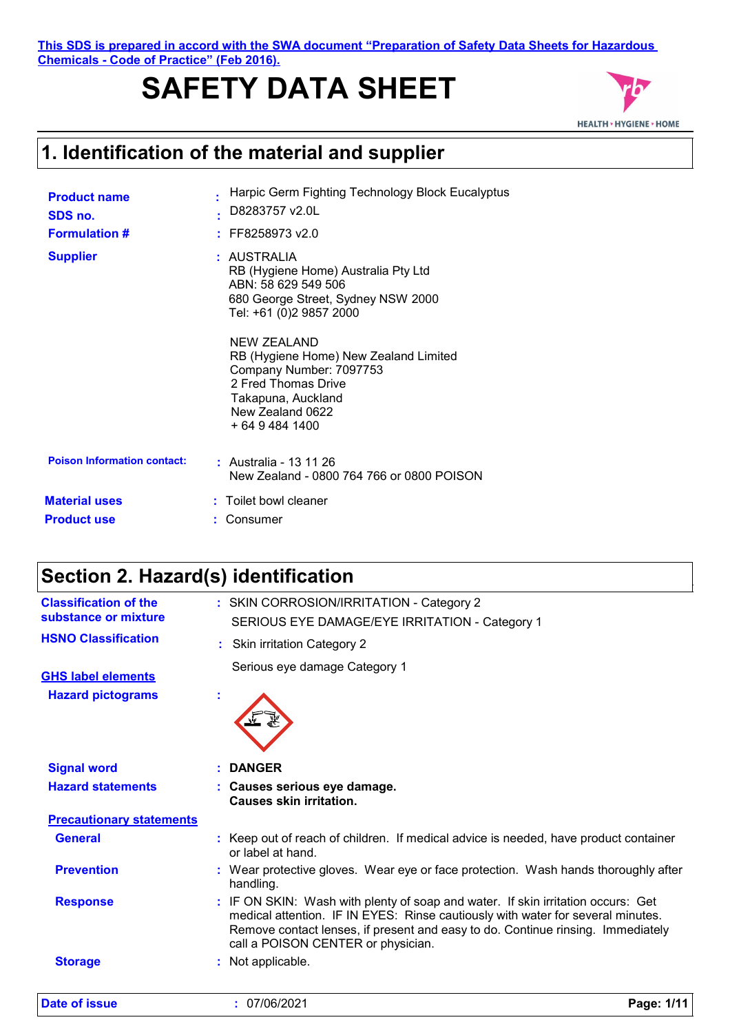This SDS is prepared in accord with the SWA document "Preparation of Safety Data Sheets for Hazardous Chemicals - Code of Practice" (Feb 2016).

# SAFETY DATA SHEET

HEALTH • HYGIENE • HOME

## 1. Identification of the material and supplier

**Product name** : Harpic Germ Fighting Technology Block Eucalyptus

**SDS no.** : D8283757 v2.0L

**Formulation #** : FF8258973 v2.0

**Supplier** : AUSTRALIA
RB (Hygiene Home) Australia Pty Ltd
ABN: 58 629 549 506
680 George Street, Sydney NSW 2000
Tel: +61 (0)2 9857 2000

NEW ZEALAND
RB (Hygiene Home) New Zealand Limited
Company Number: 7097753
2 Fred Thomas Drive
Takapuna, Auckland
New Zealand 0622
+ 64 9 484 1400

**Poison Information contact:** : Australia - 13 11 26
New Zealand - 0800 764 766 or 0800 POISON

**Material uses** : Toilet bowl cleaner

**Product use** : Consumer

## Section 2. Hazard(s) identification

**Classification of the substance or mixture** : SKIN CORROSION/IRRITATION - Category 2
SERIOUS EYE DAMAGE/EYE IRRITATION - Category 1

**HSNO Classification** : Skin irritation Category 2
Serious eye damage Category 1

**GHS label elements**

**Hazard pictograms** :

**Signal word** : **DANGER**

**Hazard statements** : **Causes serious eye damage.**
**Causes skin irritation.**

**Precautionary statements**

**General** : Keep out of reach of children. If medical advice is needed, have product container or label at hand.

**Prevention** : Wear protective gloves. Wear eye or face protection. Wash hands thoroughly after handling.

**Response** : IF ON SKIN: Wash with plenty of soap and water. If skin irritation occurs: Get medical attention. IF IN EYES: Rinse cautiously with water for several minutes. Remove contact lenses, if present and easy to do. Continue rinsing. Immediately call a POISON CENTER or physician.

**Storage** : Not applicable.

**Date of issue** : 07/06/2021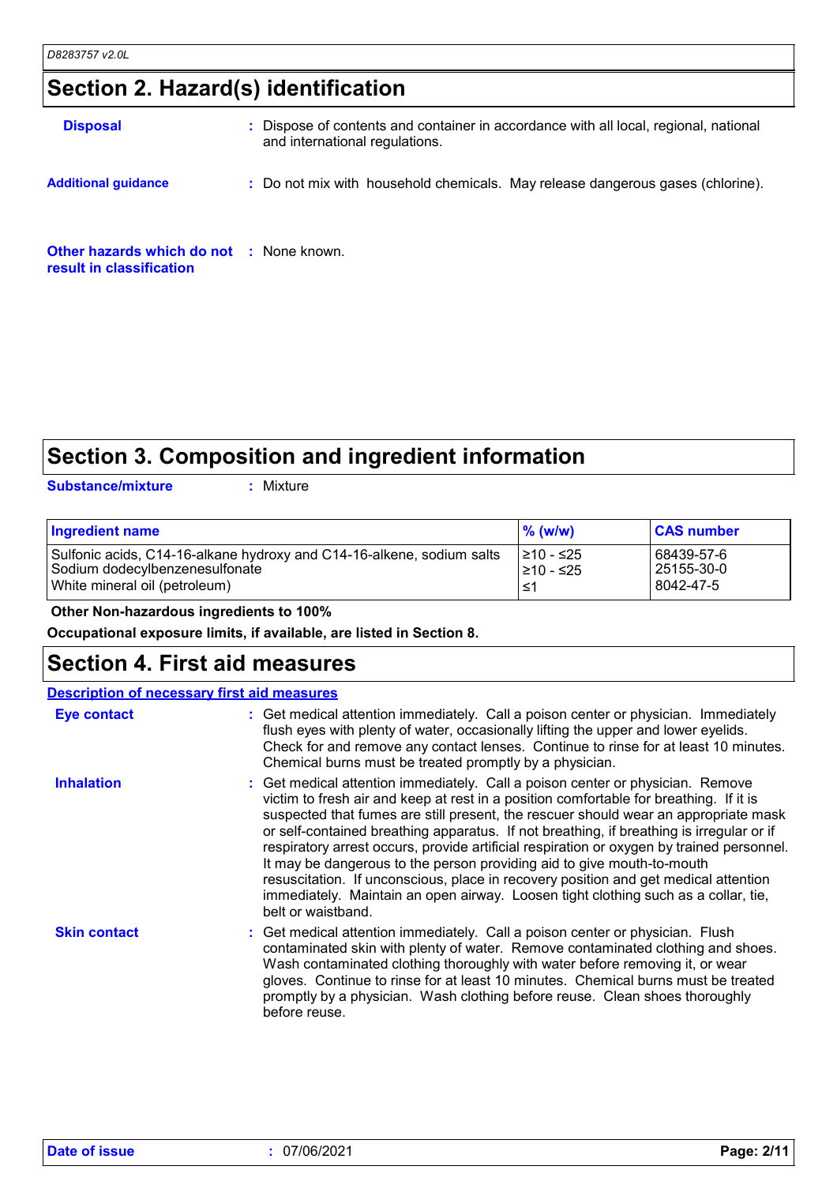## Section 2. Hazard(s) identification

**Disposal** : Dispose of contents and container in accordance with all local, regional, national and international regulations.

**Additional guidance** : Do not mix with household chemicals. May release dangerous gases (chlorine).

**Other hazards which do not result in classification** : None known.

## Section 3. Composition and ingredient information

**Substance/mixture** : Mixture

| Ingredient name | % (w/w) | CAS number |
|---|---|---|
| Sulfonic acids, C14-16-alkane hydroxy and C14-16-alkene, sodium salts | ≥10 - ≤25 | 68439-57-6 |
| Sodium dodecylbenzenesulfonate | ≥10 - ≤25 | 25155-30-0 |
| White mineral oil (petroleum) | ≤1 | 8042-47-5 |

**Other Non-hazardous ingredients to 100%**

**Occupational exposure limits, if available, are listed in Section 8.**

## Section 4. First aid measures

**Description of necessary first aid measures**

**Eye contact** : Get medical attention immediately. Call a poison center or physician. Immediately flush eyes with plenty of water, occasionally lifting the upper and lower eyelids. Check for and remove any contact lenses. Continue to rinse for at least 10 minutes. Chemical burns must be treated promptly by a physician.

**Inhalation** : Get medical attention immediately. Call a poison center or physician. Remove victim to fresh air and keep at rest in a position comfortable for breathing. If it is suspected that fumes are still present, the rescuer should wear an appropriate mask or self-contained breathing apparatus. If not breathing, if breathing is irregular or if respiratory arrest occurs, provide artificial respiration or oxygen by trained personnel. It may be dangerous to the person providing aid to give mouth-to-mouth resuscitation. If unconscious, place in recovery position and get medical attention immediately. Maintain an open airway. Loosen tight clothing such as a collar, tie, belt or waistband.

**Skin contact** : Get medical attention immediately. Call a poison center or physician. Flush contaminated skin with plenty of water. Remove contaminated clothing and shoes. Wash contaminated clothing thoroughly with water before removing it, or wear gloves. Continue to rinse for at least 10 minutes. Chemical burns must be treated promptly by a physician. Wash clothing before reuse. Clean shoes thoroughly before reuse.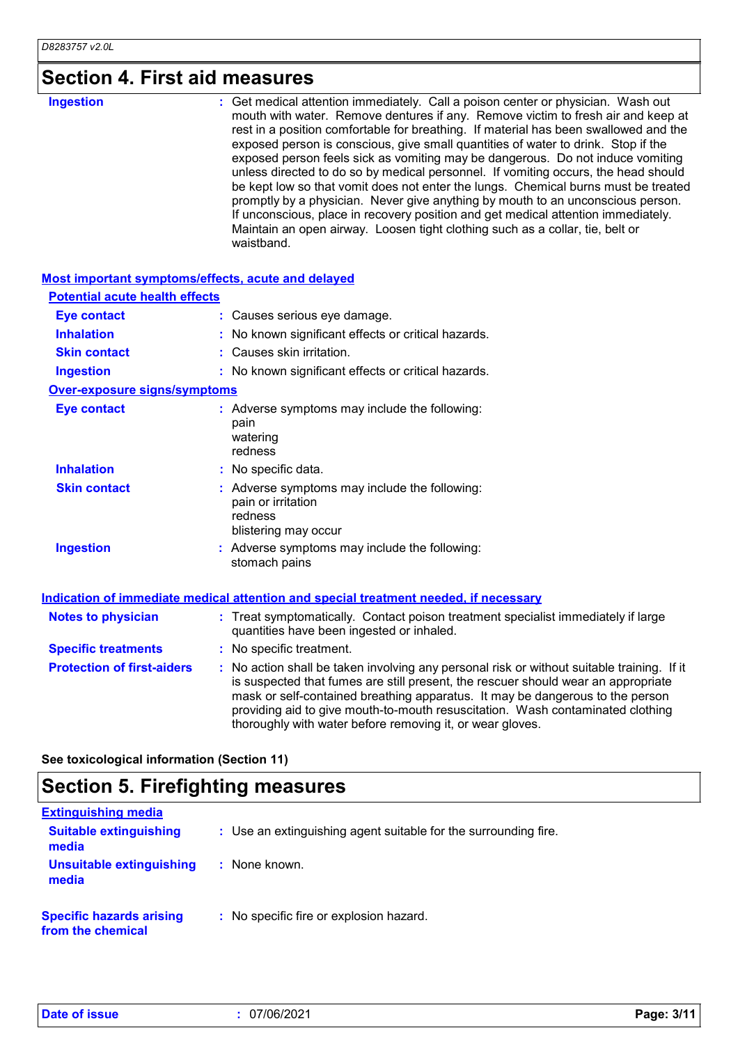## Section 4. First aid measures

**Ingestion** : Get medical attention immediately. Call a poison center or physician. Wash out mouth with water. Remove dentures if any. Remove victim to fresh air and keep at rest in a position comfortable for breathing. If material has been swallowed and the exposed person is conscious, give small quantities of water to drink. Stop if the exposed person feels sick as vomiting may be dangerous. Do not induce vomiting unless directed to do so by medical personnel. If vomiting occurs, the head should be kept low so that vomit does not enter the lungs. Chemical burns must be treated promptly by a physician. Never give anything by mouth to an unconscious person. If unconscious, place in recovery position and get medical attention immediately. Maintain an open airway. Loosen tight clothing such as a collar, tie, belt or waistband.

### Most important symptoms/effects, acute and delayed

**Potential acute health effects**

**Eye contact** : Causes serious eye damage.

**Inhalation** : No known significant effects or critical hazards.

**Skin contact** : Causes skin irritation.

**Ingestion** : No known significant effects or critical hazards.

**Over-exposure signs/symptoms**

**Eye contact** : Adverse symptoms may include the following:
pain
watering
redness

**Inhalation** : No specific data.

**Skin contact** : Adverse symptoms may include the following:
pain or irritation
redness
blistering may occur

**Ingestion** : Adverse symptoms may include the following:
stomach pains

### Indication of immediate medical attention and special treatment needed, if necessary

**Notes to physician** : Treat symptomatically. Contact poison treatment specialist immediately if large quantities have been ingested or inhaled.

**Specific treatments** : No specific treatment.

**Protection of first-aiders** : No action shall be taken involving any personal risk or without suitable training. If it is suspected that fumes are still present, the rescuer should wear an appropriate mask or self-contained breathing apparatus. It may be dangerous to the person providing aid to give mouth-to-mouth resuscitation. Wash contaminated clothing thoroughly with water before removing it, or wear gloves.

**See toxicological information (Section 11)**

## Section 5. Firefighting measures

### Extinguishing media

**Suitable extinguishing media** : Use an extinguishing agent suitable for the surrounding fire.

**Unsuitable extinguishing media** : None known.

**Specific hazards arising from the chemical** : No specific fire or explosion hazard.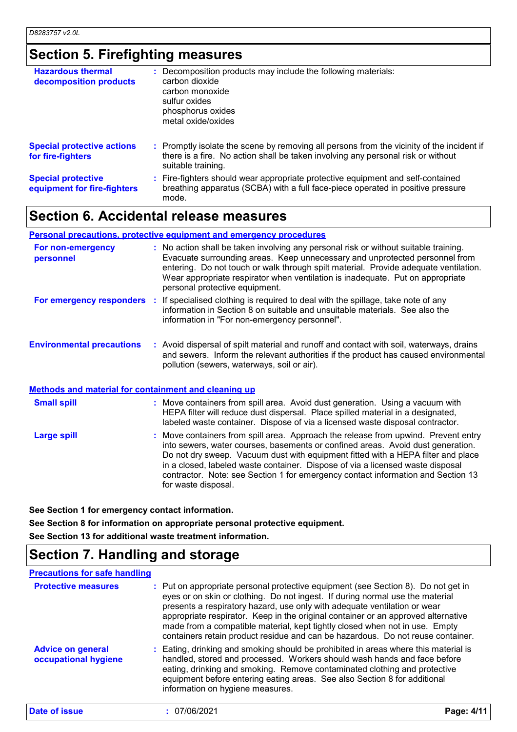## Section 5. Firefighting measures

**Hazardous thermal decomposition products** : Decomposition products may include the following materials:
carbon dioxide
carbon monoxide
sulfur oxides
phosphorus oxides
metal oxide/oxides

**Special protective actions for fire-fighters** : Promptly isolate the scene by removing all persons from the vicinity of the incident if there is a fire. No action shall be taken involving any personal risk or without suitable training.

**Special protective equipment for fire-fighters** : Fire-fighters should wear appropriate protective equipment and self-contained breathing apparatus (SCBA) with a full face-piece operated in positive pressure mode.

## Section 6. Accidental release measures

### Personal precautions, protective equipment and emergency procedures

**For non-emergency personnel** : No action shall be taken involving any personal risk or without suitable training. Evacuate surrounding areas. Keep unnecessary and unprotected personnel from entering. Do not touch or walk through spilt material. Provide adequate ventilation. Wear appropriate respirator when ventilation is inadequate. Put on appropriate personal protective equipment.

**For emergency responders** : If specialised clothing is required to deal with the spillage, take note of any information in Section 8 on suitable and unsuitable materials. See also the information in "For non-emergency personnel".

**Environmental precautions** : Avoid dispersal of spilt material and runoff and contact with soil, waterways, drains and sewers. Inform the relevant authorities if the product has caused environmental pollution (sewers, waterways, soil or air).

### Methods and material for containment and cleaning up

**Small spill** : Move containers from spill area. Avoid dust generation. Using a vacuum with HEPA filter will reduce dust dispersal. Place spilled material in a designated, labeled waste container. Dispose of via a licensed waste disposal contractor.

**Large spill** : Move containers from spill area. Approach the release from upwind. Prevent entry into sewers, water courses, basements or confined areas. Avoid dust generation. Do not dry sweep. Vacuum dust with equipment fitted with a HEPA filter and place in a closed, labeled waste container. Dispose of via a licensed waste disposal contractor. Note: see Section 1 for emergency contact information and Section 13 for waste disposal.

**See Section 1 for emergency contact information.**

**See Section 8 for information on appropriate personal protective equipment.**

**See Section 13 for additional waste treatment information.**

## Section 7. Handling and storage

### Precautions for safe handling

**Protective measures** : Put on appropriate personal protective equipment (see Section 8). Do not get in eyes or on skin or clothing. Do not ingest. If during normal use the material presents a respiratory hazard, use only with adequate ventilation or wear appropriate respirator. Keep in the original container or an approved alternative made from a compatible material, kept tightly closed when not in use. Empty containers retain product residue and can be hazardous. Do not reuse container.

**Advice on general occupational hygiene** : Eating, drinking and smoking should be prohibited in areas where this material is handled, stored and processed. Workers should wash hands and face before eating, drinking and smoking. Remove contaminated clothing and protective equipment before entering eating areas. See also Section 8 for additional information on hygiene measures.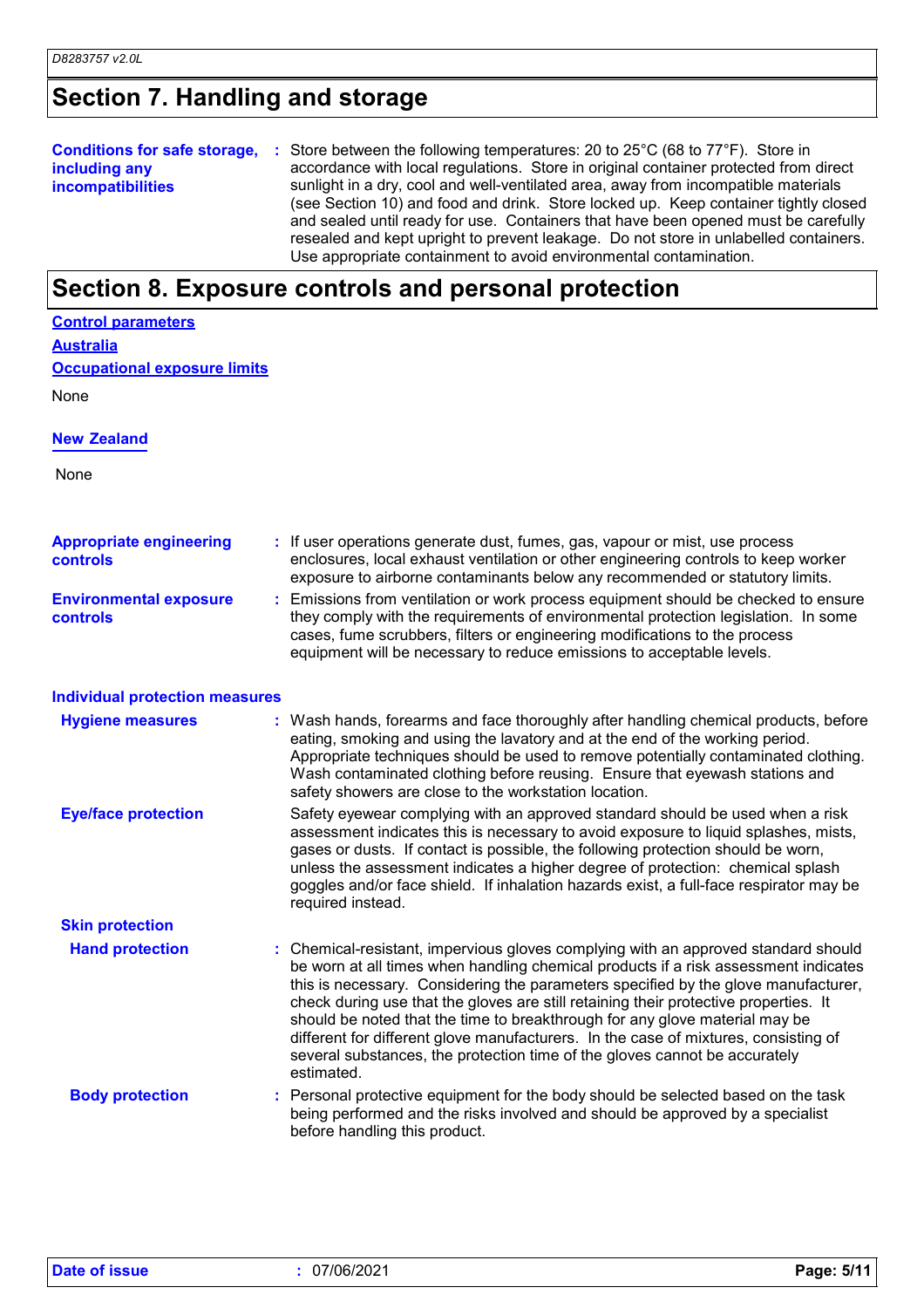## Section 7. Handling and storage

**Conditions for safe storage, including any incompatibilities** : Store between the following temperatures: 20 to 25°C (68 to 77°F). Store in accordance with local regulations. Store in original container protected from direct sunlight in a dry, cool and well-ventilated area, away from incompatible materials (see Section 10) and food and drink. Store locked up. Keep container tightly closed and sealed until ready for use. Containers that have been opened must be carefully resealed and kept upright to prevent leakage. Do not store in unlabelled containers. Use appropriate containment to avoid environmental contamination.

## Section 8. Exposure controls and personal protection

**Control parameters**

**Australia**

**Occupational exposure limits**

None

**New Zealand**

None

**Appropriate engineering controls** : If user operations generate dust, fumes, gas, vapour or mist, use process enclosures, local exhaust ventilation or other engineering controls to keep worker exposure to airborne contaminants below any recommended or statutory limits.

**Environmental exposure controls** : Emissions from ventilation or work process equipment should be checked to ensure they comply with the requirements of environmental protection legislation. In some cases, fume scrubbers, filters or engineering modifications to the process equipment will be necessary to reduce emissions to acceptable levels.

**Individual protection measures**

**Hygiene measures** : Wash hands, forearms and face thoroughly after handling chemical products, before eating, smoking and using the lavatory and at the end of the working period. Appropriate techniques should be used to remove potentially contaminated clothing. Wash contaminated clothing before reusing. Ensure that eyewash stations and safety showers are close to the workstation location.

**Eye/face protection** Safety eyewear complying with an approved standard should be used when a risk assessment indicates this is necessary to avoid exposure to liquid splashes, mists, gases or dusts. If contact is possible, the following protection should be worn, unless the assessment indicates a higher degree of protection: chemical splash goggles and/or face shield. If inhalation hazards exist, a full-face respirator may be required instead.

**Skin protection**

**Hand protection** : Chemical-resistant, impervious gloves complying with an approved standard should be worn at all times when handling chemical products if a risk assessment indicates this is necessary. Considering the parameters specified by the glove manufacturer, check during use that the gloves are still retaining their protective properties. It should be noted that the time to breakthrough for any glove material may be different for different glove manufacturers. In the case of mixtures, consisting of several substances, the protection time of the gloves cannot be accurately estimated.

**Body protection** : Personal protective equipment for the body should be selected based on the task being performed and the risks involved and should be approved by a specialist before handling this product.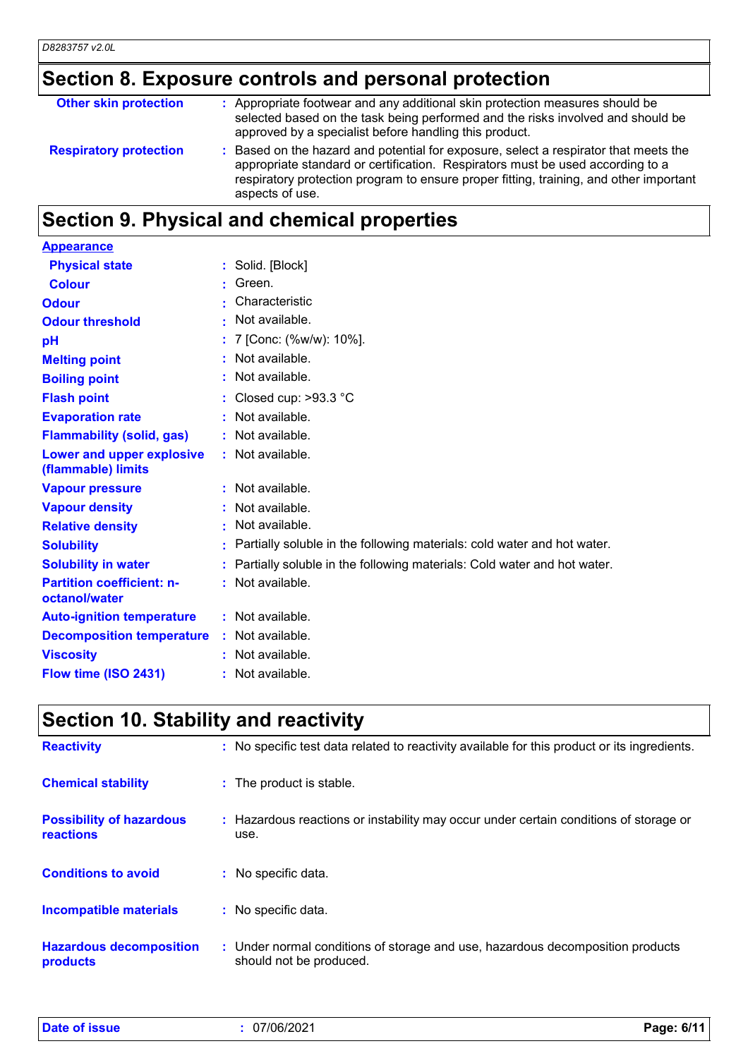## Section 8. Exposure controls and personal protection

| | |
|---|---|
| **Other skin protection** | : Appropriate footwear and any additional skin protection measures should be selected based on the task being performed and the risks involved and should be approved by a specialist before handling this product. |
| **Respiratory protection** | : Based on the hazard and potential for exposure, select a respirator that meets the appropriate standard or certification. Respirators must be used according to a respiratory protection program to ensure proper fitting, training, and other important aspects of use. |

## Section 9. Physical and chemical properties

**Appearance**

| | |
|---|---|
| **Physical state** | : Solid. [Block] |
| **Colour** | : Green. |
| **Odour** | : Characteristic |
| **Odour threshold** | : Not available. |
| **pH** | : 7 [Conc: (%w/w): 10%]. |
| **Melting point** | : Not available. |
| **Boiling point** | : Not available. |
| **Flash point** | : Closed cup: >93.3 °C |
| **Evaporation rate** | : Not available. |
| **Flammability (solid, gas)** | : Not available. |
| **Lower and upper explosive (flammable) limits** | : Not available. |
| **Vapour pressure** | : Not available. |
| **Vapour density** | : Not available. |
| **Relative density** | : Not available. |
| **Solubility** | : Partially soluble in the following materials: cold water and hot water. |
| **Solubility in water** | : Partially soluble in the following materials: Cold water and hot water. |
| **Partition coefficient: n-octanol/water** | : Not available. |
| **Auto-ignition temperature** | : Not available. |
| **Decomposition temperature** | : Not available. |
| **Viscosity** | : Not available. |
| **Flow time (ISO 2431)** | : Not available. |

## Section 10. Stability and reactivity

| | |
|---|---|
| **Reactivity** | : No specific test data related to reactivity available for this product or its ingredients. |
| **Chemical stability** | : The product is stable. |
| **Possibility of hazardous reactions** | : Hazardous reactions or instability may occur under certain conditions of storage or use. |
| **Conditions to avoid** | : No specific data. |
| **Incompatible materials** | : No specific data. |
| **Hazardous decomposition products** | : Under normal conditions of storage and use, hazardous decomposition products should not be produced. |

**Date of issue** : 07/06/2021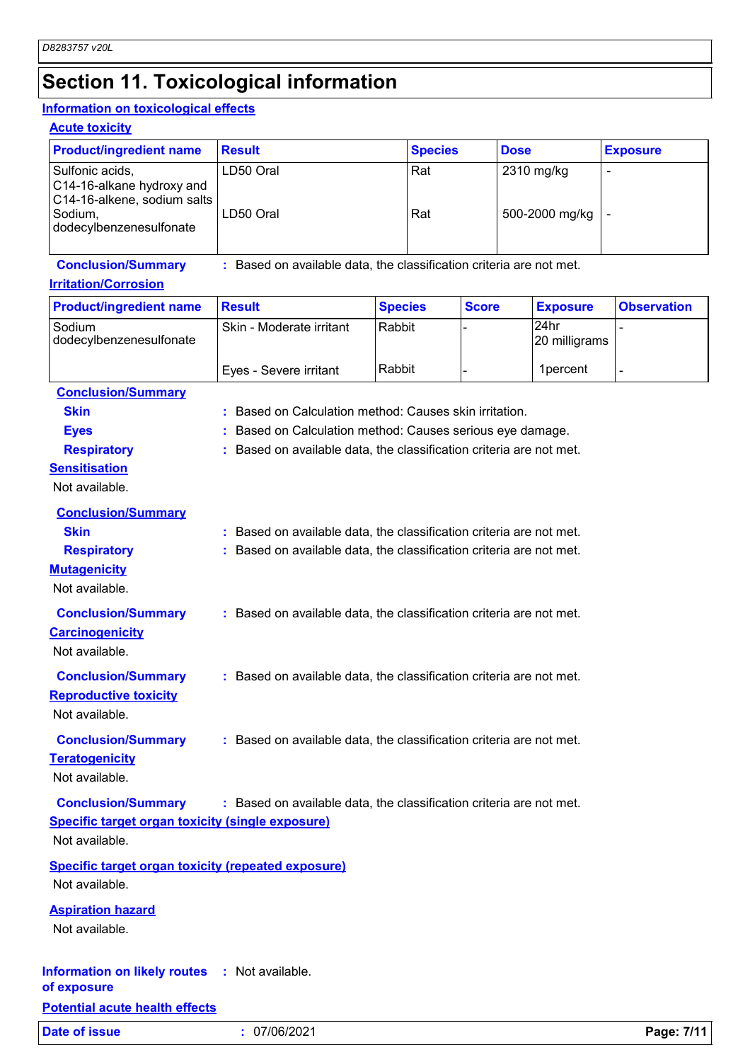# Section 11. Toxicological information

## Information on toxicological effects

### Acute toxicity

| Product/ingredient name | Result | Species | Dose | Exposure |
|---|---|---|---|---|
| Sulfonic acids, C14-16-alkane hydroxy and C14-16-alkene, sodium salts | LD50 Oral | Rat | 2310 mg/kg | - |
| Sodium, dodecylbenzenesulfonate | LD50 Oral | Rat | 500-2000 mg/kg | - |

**Conclusion/Summary** : Based on available data, the classification criteria are not met.

### Irritation/Corrosion

| Product/ingredient name | Result | Species | Score | Exposure | Observation |
|---|---|---|---|---|---|
| Sodium dodecylbenzenesulfonate | Skin - Moderate irritant | Rabbit | - | 24hr 20 milligrams | - |
| | Eyes - Severe irritant | Rabbit | - | 1percent | - |

**Conclusion/Summary**

**Skin** : Based on Calculation method: Causes skin irritation.

**Eyes** : Based on Calculation method: Causes serious eye damage.

**Respiratory** : Based on available data, the classification criteria are not met.

### Sensitisation

Not available.

**Conclusion/Summary**

**Skin** : Based on available data, the classification criteria are not met.

**Respiratory** : Based on available data, the classification criteria are not met.

### Mutagenicity

Not available.

**Conclusion/Summary** : Based on available data, the classification criteria are not met.

### Carcinogenicity

Not available.

**Conclusion/Summary** : Based on available data, the classification criteria are not met.

### Reproductive toxicity

Not available.

**Conclusion/Summary** : Based on available data, the classification criteria are not met.

### Teratogenicity

Not available.

**Conclusion/Summary** : Based on available data, the classification criteria are not met.

### Specific target organ toxicity (single exposure)

Not available.

### Specific target organ toxicity (repeated exposure)

Not available.

### Aspiration hazard

Not available.

**Information on likely routes of exposure** : Not available.

### Potential acute health effects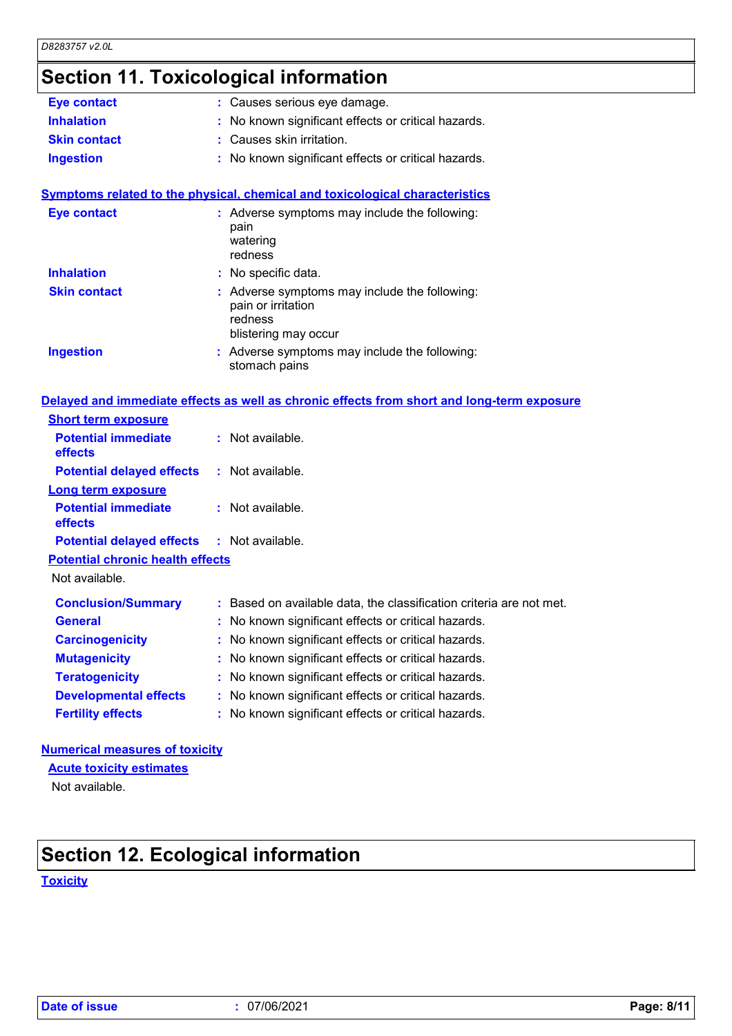## Section 11. Toxicological information

**Eye contact** : Causes serious eye damage.

**Inhalation** : No known significant effects or critical hazards.

**Skin contact** : Causes skin irritation.

**Ingestion** : No known significant effects or critical hazards.

### Symptoms related to the physical, chemical and toxicological characteristics

**Eye contact** : Adverse symptoms may include the following:
pain
watering
redness

**Inhalation** : No specific data.

**Skin contact** : Adverse symptoms may include the following:
pain or irritation
redness
blistering may occur

**Ingestion** : Adverse symptoms may include the following:
stomach pains

### Delayed and immediate effects as well as chronic effects from short and long-term exposure

**Short term exposure**

**Potential immediate effects** : Not available.

**Potential delayed effects** : Not available.

**Long term exposure**

**Potential immediate effects** : Not available.

**Potential delayed effects** : Not available.

**Potential chronic health effects**

Not available.

**Conclusion/Summary** : Based on available data, the classification criteria are not met.

**General** : No known significant effects or critical hazards.

**Carcinogenicity** : No known significant effects or critical hazards.

**Mutagenicity** : No known significant effects or critical hazards.

**Teratogenicity** : No known significant effects or critical hazards.

**Developmental effects** : No known significant effects or critical hazards.

**Fertility effects** : No known significant effects or critical hazards.

### Numerical measures of toxicity

**Acute toxicity estimates**

Not available.

## Section 12. Ecological information

### Toxicity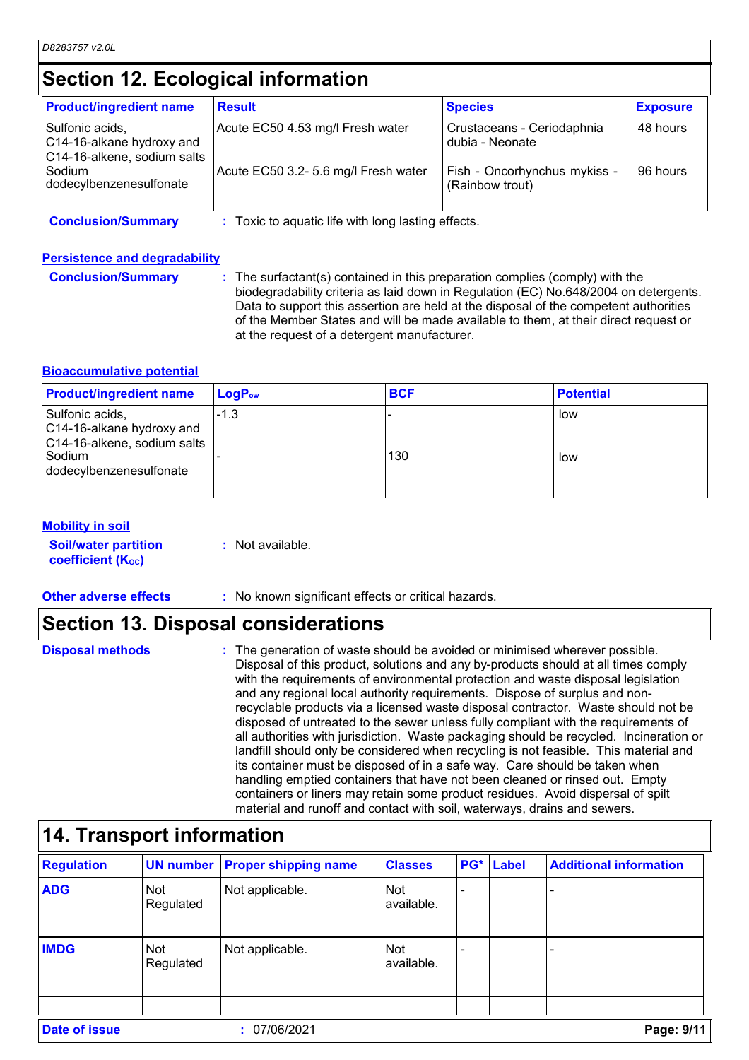## Section 12. Ecological information

| Product/ingredient name | Result | Species | Exposure |
|---|---|---|---|
| Sulfonic acids, C14-16-alkane hydroxy and C14-16-alkene, sodium salts | Acute EC50 4.53 mg/l Fresh water | Crustaceans - Ceriodaphnia dubia - Neonate | 48 hours |
| Sodium dodecylbenzenesulfonate | Acute EC50 3.2- 5.6 mg/l Fresh water | Fish - Oncorhynchus mykiss - (Rainbow trout) | 96 hours |

**Conclusion/Summary** : Toxic to aquatic life with long lasting effects.

### Persistence and degradability

**Conclusion/Summary** : The surfactant(s) contained in this preparation complies (comply) with the biodegradability criteria as laid down in Regulation (EC) No.648/2004 on detergents. Data to support this assertion are held at the disposal of the competent authorities of the Member States and will be made available to them, at their direct request or at the request of a detergent manufacturer.

### Bioaccumulative potential

| Product/ingredient name | $LogP_{ow}$ | BCF | Potential |
|---|---|---|---|
| Sulfonic acids, C14-16-alkane hydroxy and C14-16-alkene, sodium salts | -1.3 | - | low |
| Sodium dodecylbenzenesulfonate | - | 130 | low |

### Mobility in soil

**Soil/water partition coefficient ($K_{OC}$)** : Not available.

**Other adverse effects** : No known significant effects or critical hazards.

## Section 13. Disposal considerations

**Disposal methods** : The generation of waste should be avoided or minimised wherever possible. Disposal of this product, solutions and any by-products should at all times comply with the requirements of environmental protection and waste disposal legislation and any regional local authority requirements. Dispose of surplus and non-recyclable products via a licensed waste disposal contractor. Waste should not be disposed of untreated to the sewer unless fully compliant with the requirements of all authorities with jurisdiction. Waste packaging should be recycled. Incineration or landfill should only be considered when recycling is not feasible. This material and its container must be disposed of in a safe way. Care should be taken when handling emptied containers that have not been cleaned or rinsed out. Empty containers or liners may retain some product residues. Avoid dispersal of spilt material and runoff and contact with soil, waterways, drains and sewers.

## 14. Transport information

| Regulation | UN number | Proper shipping name | Classes | PG* | Label | Additional information |
|---|---|---|---|---|---|---|
| ADG | Not Regulated | Not applicable. | Not available. | - | | - |
| IMDG | Not Regulated | Not applicable. | Not available. | - | | - |

**Date of issue** : 07/06/2021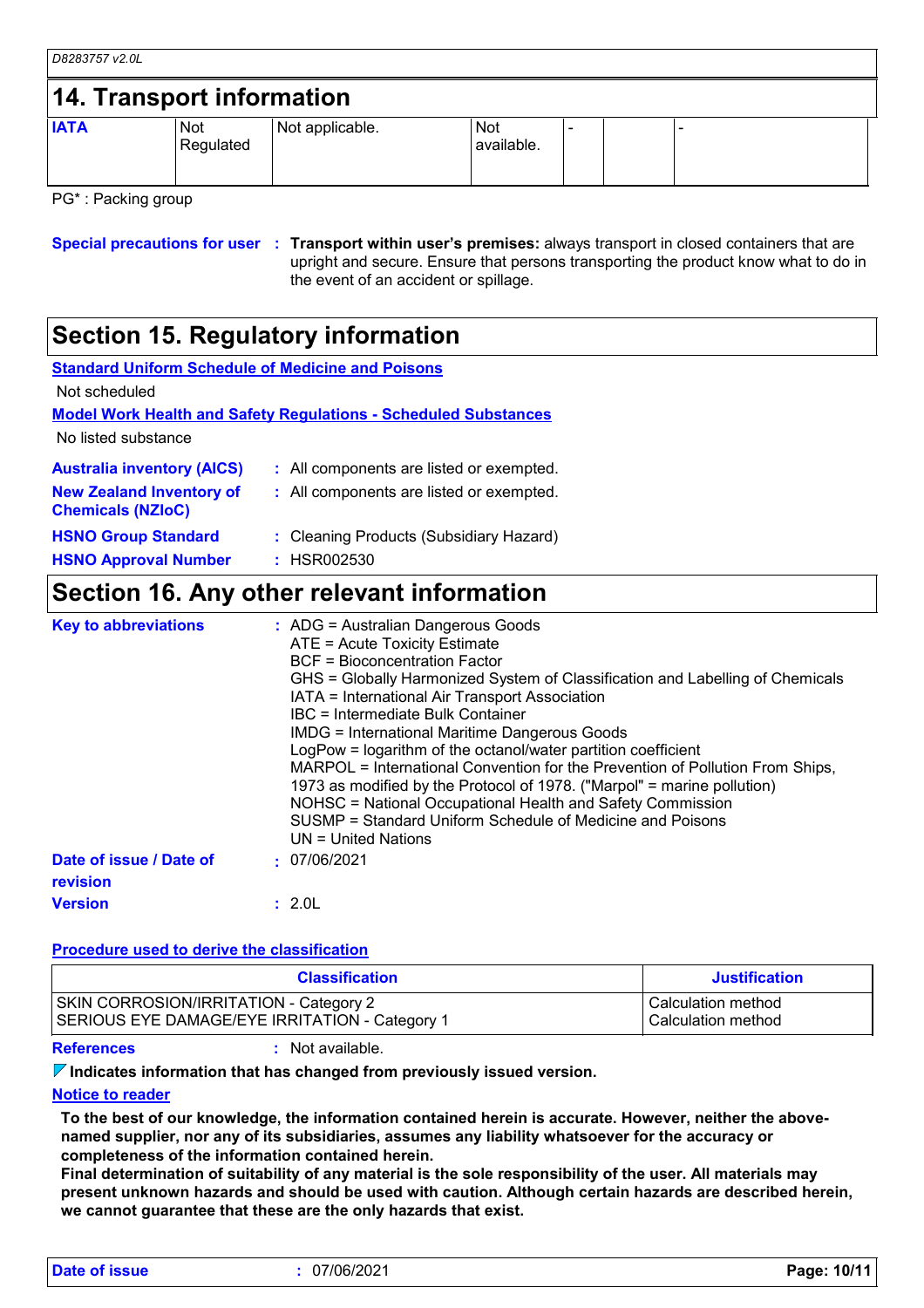## 14. Transport information

| IATA | Not Regulated | Not applicable. | Not available. | - | | - |
|---|---|---|---|---|---|---|

PG* : Packing group

**Special precautions for user** : **Transport within user's premises:** always transport in closed containers that are upright and secure. Ensure that persons transporting the product know what to do in the event of an accident or spillage.

## Section 15. Regulatory information

**Standard Uniform Schedule of Medicine and Poisons**

Not scheduled

**Model Work Health and Safety Regulations - Scheduled Substances**

No listed substance

**Australia inventory (AICS)** : All components are listed or exempted.

**New Zealand Inventory of Chemicals (NZIoC)** : All components are listed or exempted.

**HSNO Group Standard** : Cleaning Products (Subsidiary Hazard)

**HSNO Approval Number** : HSR002530

## Section 16. Any other relevant information

**Key to abbreviations** :
ADG = Australian Dangerous Goods
ATE = Acute Toxicity Estimate
BCF = Bioconcentration Factor
GHS = Globally Harmonized System of Classification and Labelling of Chemicals
IATA = International Air Transport Association
IBC = Intermediate Bulk Container
IMDG = International Maritime Dangerous Goods
LogPow = logarithm of the octanol/water partition coefficient
MARPOL = International Convention for the Prevention of Pollution From Ships, 1973 as modified by the Protocol of 1978. ("Marpol" = marine pollution)
NOHSC = National Occupational Health and Safety Commission
SUSMP = Standard Uniform Schedule of Medicine and Poisons
UN = United Nations

**Date of issue / Date of revision** : 07/06/2021

**Version** : 2.0L

**Procedure used to derive the classification**

| Classification | Justification |
|---|---|
| SKIN CORROSION/IRRITATION - Category 2<br>SERIOUS EYE DAMAGE/EYE IRRITATION - Category 1 | Calculation method<br>Calculation method |

**References** : Not available.

**Indicates information that has changed from previously issued version.**

**Notice to reader**

**To the best of our knowledge, the information contained herein is accurate. However, neither the above-named supplier, nor any of its subsidiaries, assumes any liability whatsoever for the accuracy or completeness of the information contained herein.**
**Final determination of suitability of any material is the sole responsibility of the user. All materials may present unknown hazards and should be used with caution. Although certain hazards are described herein, we cannot guarantee that these are the only hazards that exist.**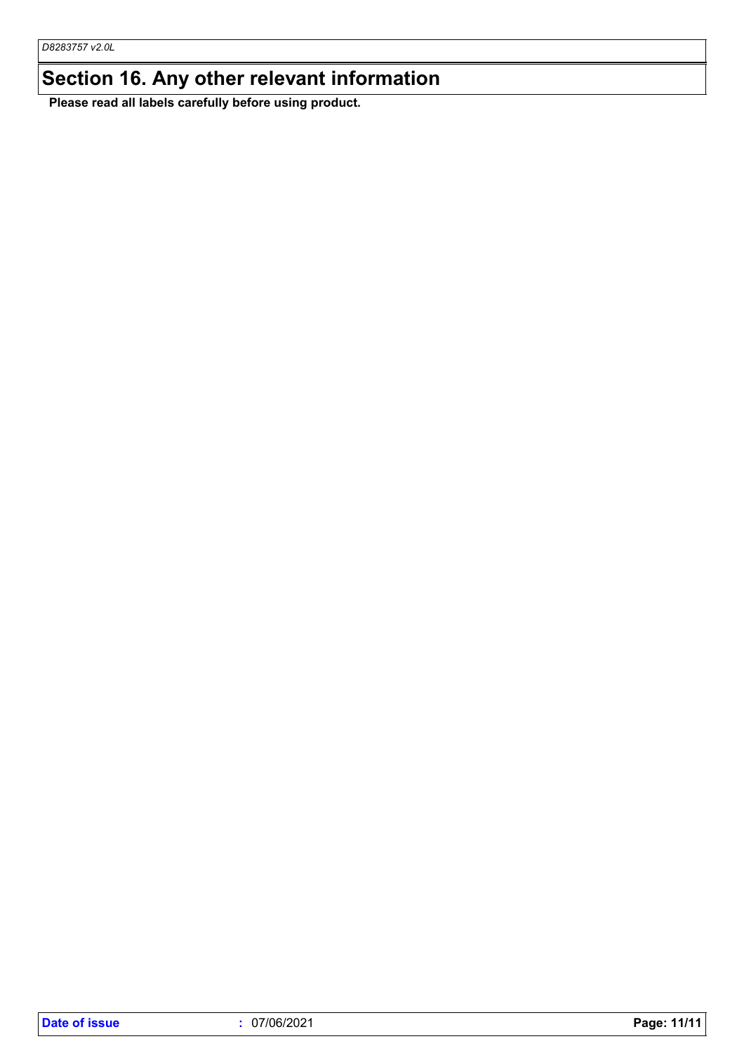# Section 16. Any other relevant information

**Please read all labels carefully before using product.**